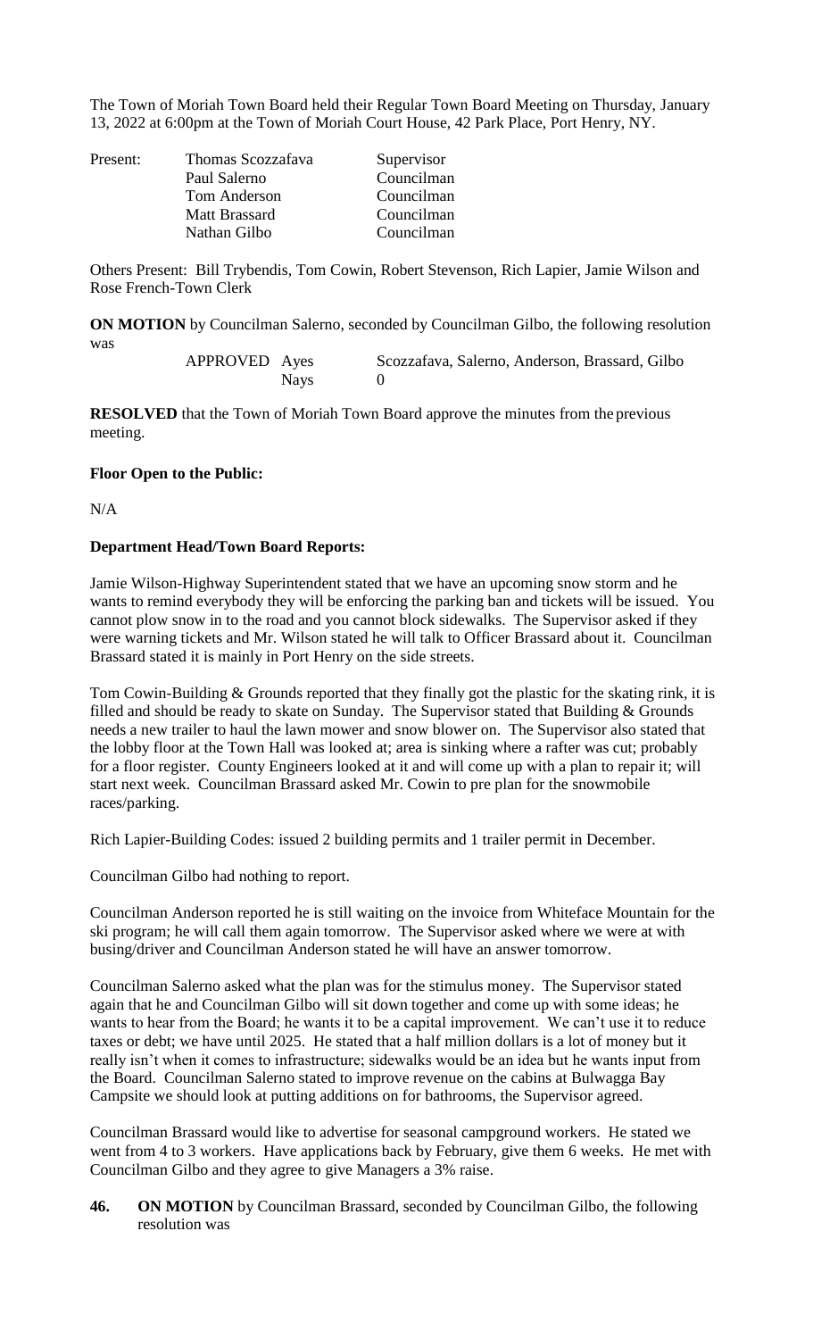The Town of Moriah Town Board held their Regular Town Board Meeting on Thursday, January 13, 2022 at 6:00pm at the Town of Moriah Court House, 42 Park Place, Port Henry, NY.

| Present: | Thomas Scozzafava | Supervisor |
|---|---|---|
| | Paul Salerno | Councilman |
| | Tom Anderson | Councilman |
| | Matt Brassard | Councilman |
| | Nathan Gilbo | Councilman |

Others Present: Bill Trybendis, Tom Cowin, Robert Stevenson, Rich Lapier, Jamie Wilson and Rose French-Town Clerk

**ON MOTION** by Councilman Salerno, seconded by Councilman Gilbo, the following resolution was

APPROVED Ayes Scozzafava, Salerno, Anderson, Brassard, Gilbo
Nays 0

**RESOLVED** that the Town of Moriah Town Board approve the minutes from the previous meeting.

**Floor Open to the Public:**

N/A

**Department Head/Town Board Reports:**

Jamie Wilson-Highway Superintendent stated that we have an upcoming snow storm and he wants to remind everybody they will be enforcing the parking ban and tickets will be issued. You cannot plow snow in to the road and you cannot block sidewalks. The Supervisor asked if they were warning tickets and Mr. Wilson stated he will talk to Officer Brassard about it. Councilman Brassard stated it is mainly in Port Henry on the side streets.

Tom Cowin-Building & Grounds reported that they finally got the plastic for the skating rink, it is filled and should be ready to skate on Sunday. The Supervisor stated that Building & Grounds needs a new trailer to haul the lawn mower and snow blower on. The Supervisor also stated that the lobby floor at the Town Hall was looked at; area is sinking where a rafter was cut; probably for a floor register. County Engineers looked at it and will come up with a plan to repair it; will start next week. Councilman Brassard asked Mr. Cowin to pre plan for the snowmobile races/parking.

Rich Lapier-Building Codes: issued 2 building permits and 1 trailer permit in December.

Councilman Gilbo had nothing to report.

Councilman Anderson reported he is still waiting on the invoice from Whiteface Mountain for the ski program; he will call them again tomorrow. The Supervisor asked where we were at with busing/driver and Councilman Anderson stated he will have an answer tomorrow.

Councilman Salerno asked what the plan was for the stimulus money. The Supervisor stated again that he and Councilman Gilbo will sit down together and come up with some ideas; he wants to hear from the Board; he wants it to be a capital improvement. We can't use it to reduce taxes or debt; we have until 2025. He stated that a half million dollars is a lot of money but it really isn't when it comes to infrastructure; sidewalks would be an idea but he wants input from the Board. Councilman Salerno stated to improve revenue on the cabins at Bulwagga Bay Campsite we should look at putting additions on for bathrooms, the Supervisor agreed.

Councilman Brassard would like to advertise for seasonal campground workers. He stated we went from 4 to 3 workers. Have applications back by February, give them 6 weeks. He met with Councilman Gilbo and they agree to give Managers a 3% raise.

**46. ON MOTION** by Councilman Brassard, seconded by Councilman Gilbo, the following resolution was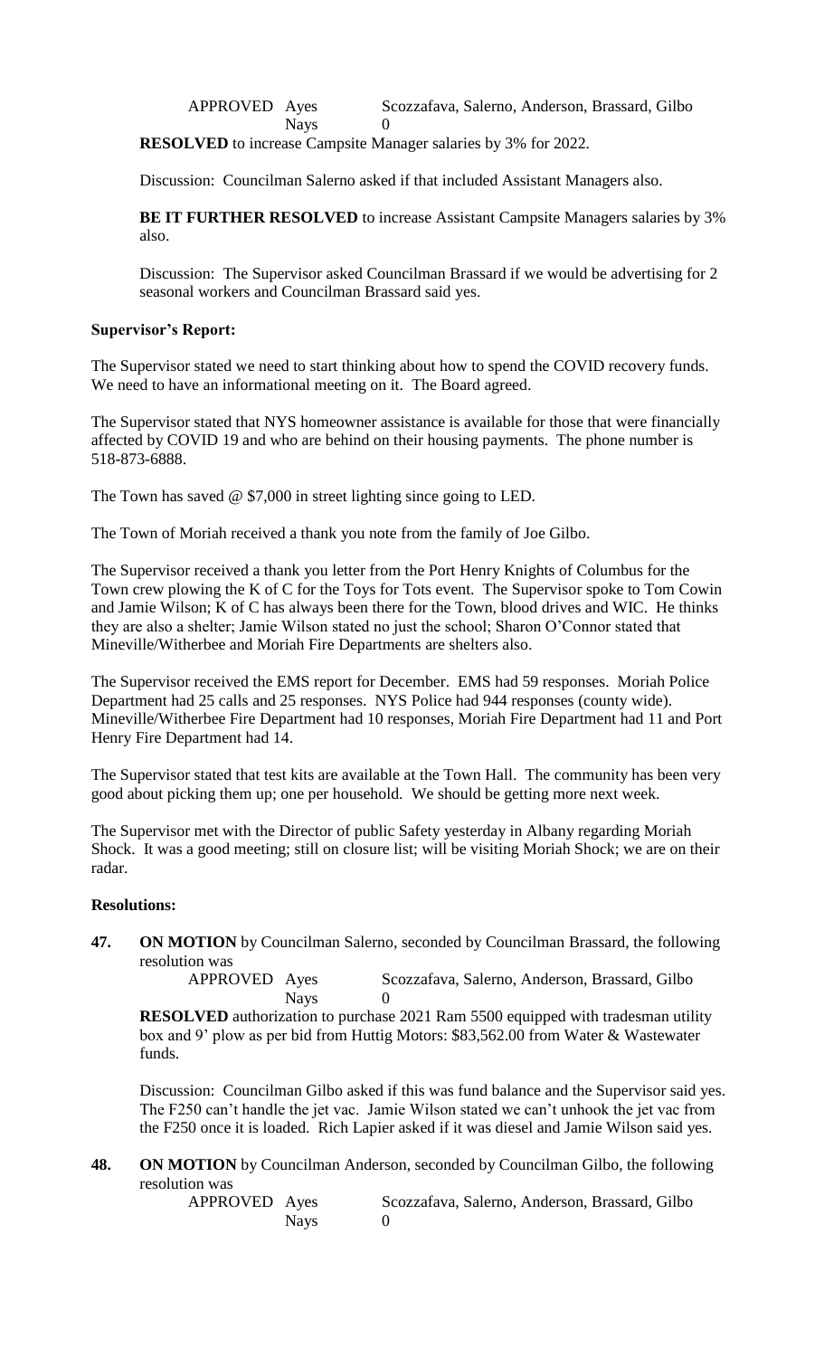APPROVED Ayes Scozzafava, Salerno, Anderson, Brassard, Gilbo
Nays 0

**RESOLVED** to increase Campsite Manager salaries by 3% for 2022.

Discussion: Councilman Salerno asked if that included Assistant Managers also.

**BE IT FURTHER RESOLVED** to increase Assistant Campsite Managers salaries by 3% also.

Discussion: The Supervisor asked Councilman Brassard if we would be advertising for 2 seasonal workers and Councilman Brassard said yes.

**Supervisor's Report:**

The Supervisor stated we need to start thinking about how to spend the COVID recovery funds. We need to have an informational meeting on it. The Board agreed.

The Supervisor stated that NYS homeowner assistance is available for those that were financially affected by COVID 19 and who are behind on their housing payments. The phone number is 518-873-6888.

The Town has saved @ $7,000 in street lighting since going to LED.

The Town of Moriah received a thank you note from the family of Joe Gilbo.

The Supervisor received a thank you letter from the Port Henry Knights of Columbus for the Town crew plowing the K of C for the Toys for Tots event. The Supervisor spoke to Tom Cowin and Jamie Wilson; K of C has always been there for the Town, blood drives and WIC. He thinks they are also a shelter; Jamie Wilson stated no just the school; Sharon O'Connor stated that Mineville/Witherbee and Moriah Fire Departments are shelters also.

The Supervisor received the EMS report for December. EMS had 59 responses. Moriah Police Department had 25 calls and 25 responses. NYS Police had 944 responses (county wide). Mineville/Witherbee Fire Department had 10 responses, Moriah Fire Department had 11 and Port Henry Fire Department had 14.

The Supervisor stated that test kits are available at the Town Hall. The community has been very good about picking them up; one per household. We should be getting more next week.

The Supervisor met with the Director of public Safety yesterday in Albany regarding Moriah Shock. It was a good meeting; still on closure list; will be visiting Moriah Shock; we are on their radar.

**Resolutions:**

**47.** **ON MOTION** by Councilman Salerno, seconded by Councilman Brassard, the following resolution was

APPROVED Ayes Scozzafava, Salerno, Anderson, Brassard, Gilbo
Nays 0

**RESOLVED** authorization to purchase 2021 Ram 5500 equipped with tradesman utility box and 9' plow as per bid from Huttig Motors: $83,562.00 from Water & Wastewater funds.

Discussion: Councilman Gilbo asked if this was fund balance and the Supervisor said yes. The F250 can't handle the jet vac. Jamie Wilson stated we can't unhook the jet vac from the F250 once it is loaded. Rich Lapier asked if it was diesel and Jamie Wilson said yes.

**48.** **ON MOTION** by Councilman Anderson, seconded by Councilman Gilbo, the following resolution was

APPROVED Ayes Scozzafava, Salerno, Anderson, Brassard, Gilbo
Nays 0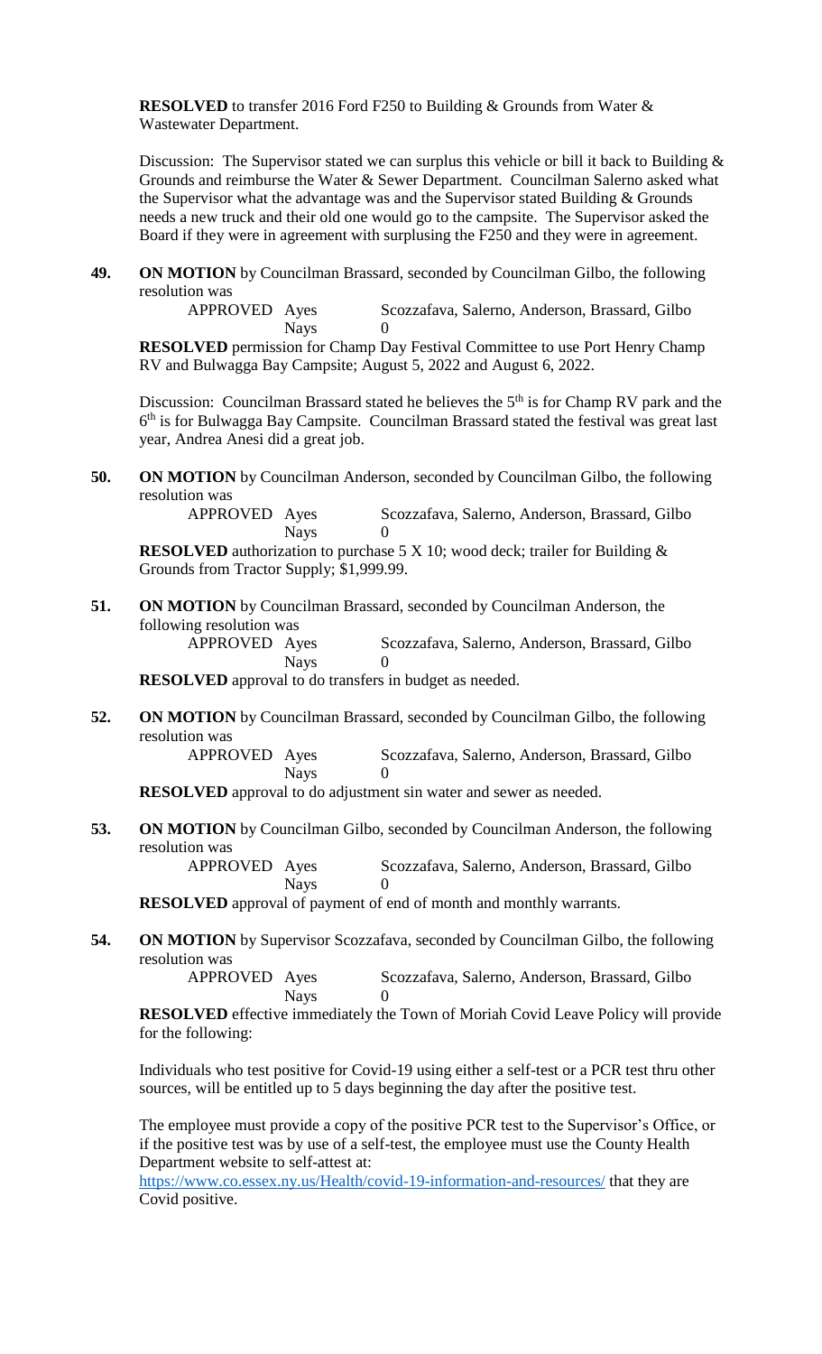**RESOLVED** to transfer 2016 Ford F250 to Building & Grounds from Water & Wastewater Department.

Discussion: The Supervisor stated we can surplus this vehicle or bill it back to Building & Grounds and reimburse the Water & Sewer Department. Councilman Salerno asked what the Supervisor what the advantage was and the Supervisor stated Building & Grounds needs a new truck and their old one would go to the campsite. The Supervisor asked the Board if they were in agreement with surplusing the F250 and they were in agreement.

**49.** **ON MOTION** by Councilman Brassard, seconded by Councilman Gilbo, the following resolution was

APPROVED Ayes Scozzafava, Salerno, Anderson, Brassard, Gilbo
Nays 0

**RESOLVED** permission for Champ Day Festival Committee to use Port Henry Champ RV and Bulwagga Bay Campsite; August 5, 2022 and August 6, 2022.

Discussion: Councilman Brassard stated he believes the 5th is for Champ RV park and the 6th is for Bulwagga Bay Campsite. Councilman Brassard stated the festival was great last year, Andrea Anesi did a great job.

**50.** **ON MOTION** by Councilman Anderson, seconded by Councilman Gilbo, the following resolution was

APPROVED Ayes Scozzafava, Salerno, Anderson, Brassard, Gilbo
Nays 0

**RESOLVED** authorization to purchase 5 X 10; wood deck; trailer for Building & Grounds from Tractor Supply; $1,999.99.

**51.** **ON MOTION** by Councilman Brassard, seconded by Councilman Anderson, the following resolution was

APPROVED Ayes Scozzafava, Salerno, Anderson, Brassard, Gilbo
Nays 0

**RESOLVED** approval to do transfers in budget as needed.

**52.** **ON MOTION** by Councilman Brassard, seconded by Councilman Gilbo, the following resolution was

APPROVED Ayes Scozzafava, Salerno, Anderson, Brassard, Gilbo
Nays 0

**RESOLVED** approval to do adjustment sin water and sewer as needed.

**53.** **ON MOTION** by Councilman Gilbo, seconded by Councilman Anderson, the following resolution was

APPROVED Ayes Scozzafava, Salerno, Anderson, Brassard, Gilbo
Nays 0

**RESOLVED** approval of payment of end of month and monthly warrants.

**54.** **ON MOTION** by Supervisor Scozzafava, seconded by Councilman Gilbo, the following resolution was

APPROVED Ayes Scozzafava, Salerno, Anderson, Brassard, Gilbo
Nays 0

**RESOLVED** effective immediately the Town of Moriah Covid Leave Policy will provide for the following:

Individuals who test positive for Covid-19 using either a self-test or a PCR test thru other sources, will be entitled up to 5 days beginning the day after the positive test.

The employee must provide a copy of the positive PCR test to the Supervisor's Office, or if the positive test was by use of a self-test, the employee must use the County Health Department website to self-attest at:
https://www.co.essex.ny.us/Health/covid-19-information-and-resources/ that they are Covid positive.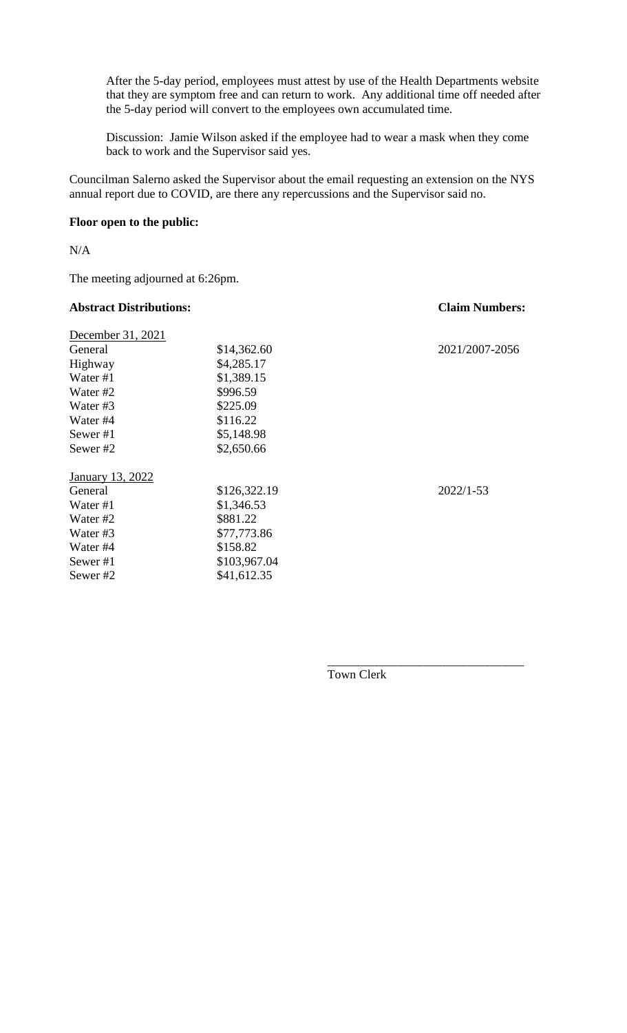After the 5-day period, employees must attest by use of the Health Departments website that they are symptom free and can return to work. Any additional time off needed after the 5-day period will convert to the employees own accumulated time.

Discussion: Jamie Wilson asked if the employee had to wear a mask when they come back to work and the Supervisor said yes.

Councilman Salerno asked the Supervisor about the email requesting an extension on the NYS annual report due to COVID, are there any repercussions and the Supervisor said no.

**Floor open to the public:**

N/A

The meeting adjourned at 6:26pm.

| **Abstract Distributions:** | | **Claim Numbers:** |
|---|---|---|
| December 31, 2021 | | |
| General | $14,362.60 | 2021/2007-2056 |
| Highway | $4,285.17 | |
| Water #1 | $1,389.15 | |
| Water #2 | $996.59 | |
| Water #3 | $225.09 | |
| Water #4 | $116.22 | |
| Sewer #1 | $5,148.98 | |
| Sewer #2 | $2,650.66 | |
| January 13, 2022 | | |
| General | $126,322.19 | 2022/1-53 |
| Water #1 | $1,346.53 | |
| Water #2 | $881.22 | |
| Water #3 | $77,773.86 | |
| Water #4 | $158.82 | |
| Sewer #1 | $103,967.04 | |
| Sewer #2 | $41,612.35 | |

_______________________________
Town Clerk